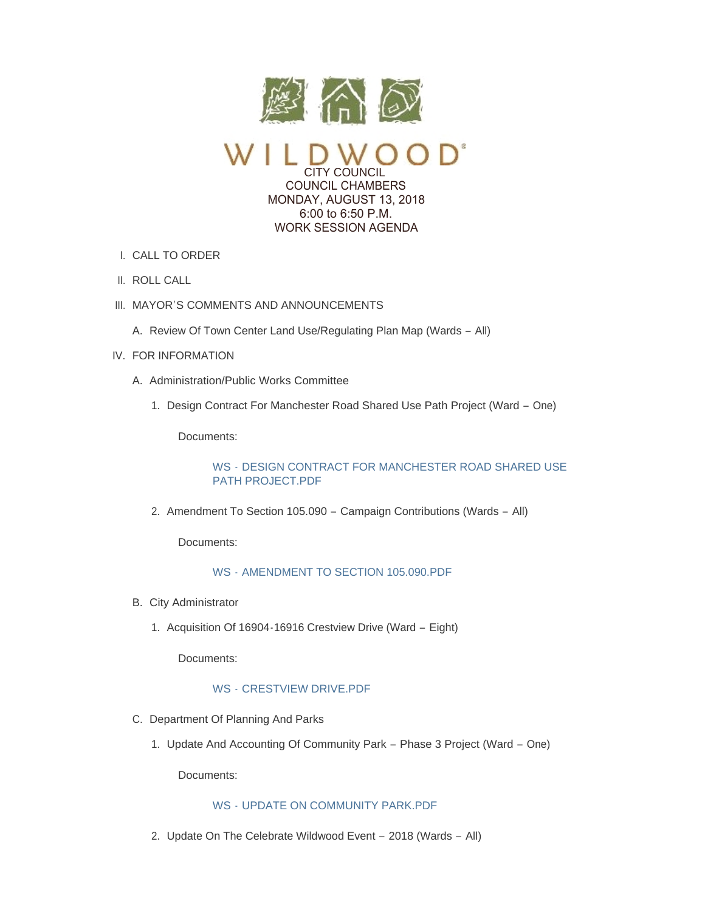# WILDWOOD

CITY COUNCIL
COUNCIL CHAMBERS
MONDAY, AUGUST 13, 2018
6:00 to 6:50 P.M.
WORK SESSION AGENDA

I. CALL TO ORDER

II. ROLL CALL

III. MAYOR'S COMMENTS AND ANNOUNCEMENTS

   A. Review Of Town Center Land Use/Regulating Plan Map (Wards – All)

IV. FOR INFORMATION

   A. Administration/Public Works Committee

      1. Design Contract For Manchester Road Shared Use Path Project (Ward – One)

         Documents:

         WS - DESIGN CONTRACT FOR MANCHESTER ROAD SHARED USE PATH PROJECT.PDF

      2. Amendment To Section 105.090 – Campaign Contributions (Wards – All)

         Documents:

         WS - AMENDMENT TO SECTION 105.090.PDF

   B. City Administrator

      1. Acquisition Of 16904-16916 Crestview Drive (Ward – Eight)

         Documents:

         WS - CRESTVIEW DRIVE.PDF

   C. Department Of Planning And Parks

      1. Update And Accounting Of Community Park – Phase 3 Project (Ward – One)

         Documents:

         WS - UPDATE ON COMMUNITY PARK.PDF

      2. Update On The Celebrate Wildwood Event – 2018 (Wards – All)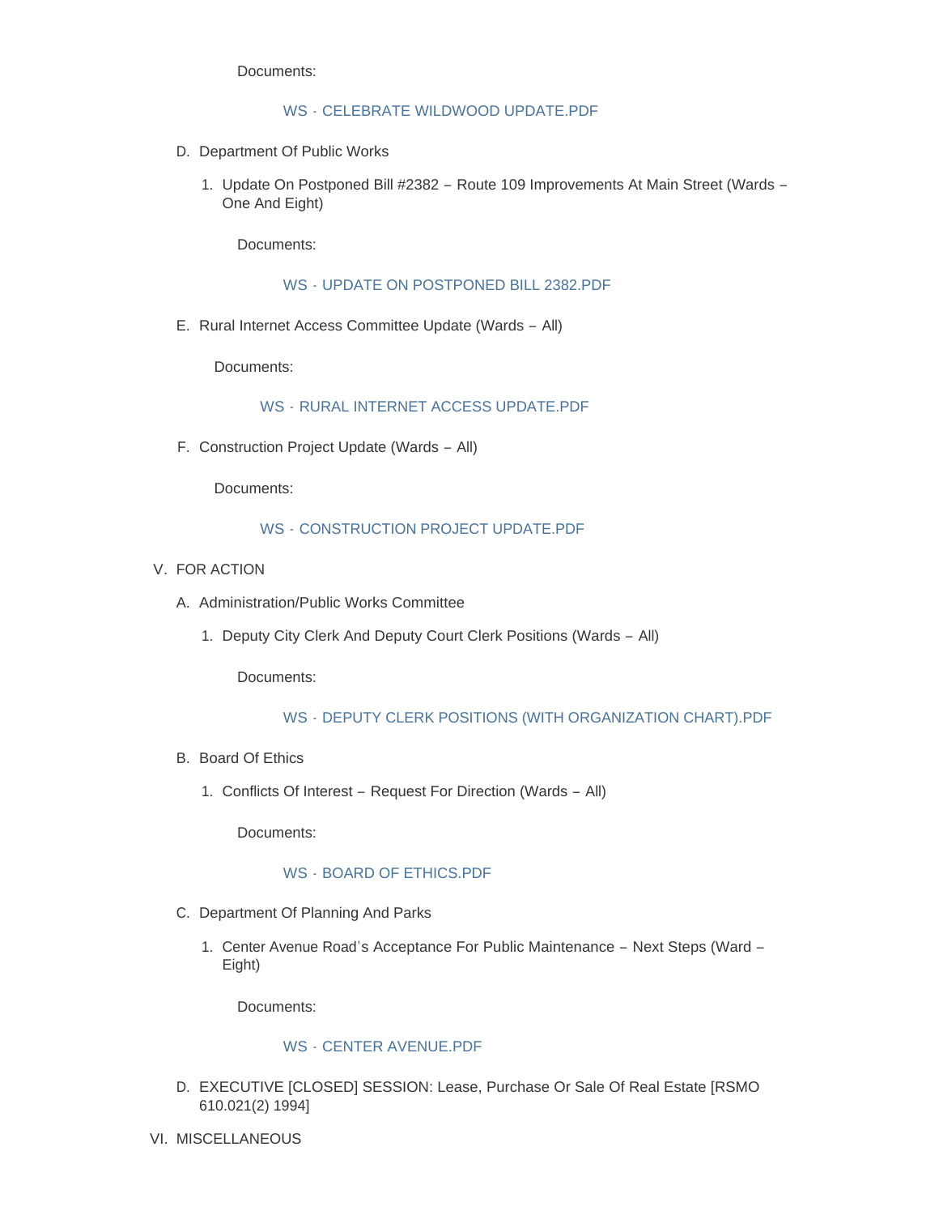Documents:

WS - CELEBRATE WILDWOOD UPDATE.PDF

D. Department Of Public Works

1. Update On Postponed Bill #2382 – Route 109 Improvements At Main Street (Wards – One And Eight)

   Documents:

   WS - UPDATE ON POSTPONED BILL 2382.PDF

E. Rural Internet Access Committee Update (Wards – All)

   Documents:

   WS - RURAL INTERNET ACCESS UPDATE.PDF

F. Construction Project Update (Wards – All)

   Documents:

   WS - CONSTRUCTION PROJECT UPDATE.PDF

V. FOR ACTION

A. Administration/Public Works Committee

1. Deputy City Clerk And Deputy Court Clerk Positions (Wards – All)

   Documents:

   WS - DEPUTY CLERK POSITIONS (WITH ORGANIZATION CHART).PDF

B. Board Of Ethics

1. Conflicts Of Interest – Request For Direction (Wards – All)

   Documents:

   WS - BOARD OF ETHICS.PDF

C. Department Of Planning And Parks

1. Center Avenue Road's Acceptance For Public Maintenance – Next Steps (Ward – Eight)

   Documents:

   WS - CENTER AVENUE.PDF

D. EXECUTIVE [CLOSED] SESSION: Lease, Purchase Or Sale Of Real Estate [RSMO 610.021(2) 1994]

VI. MISCELLANEOUS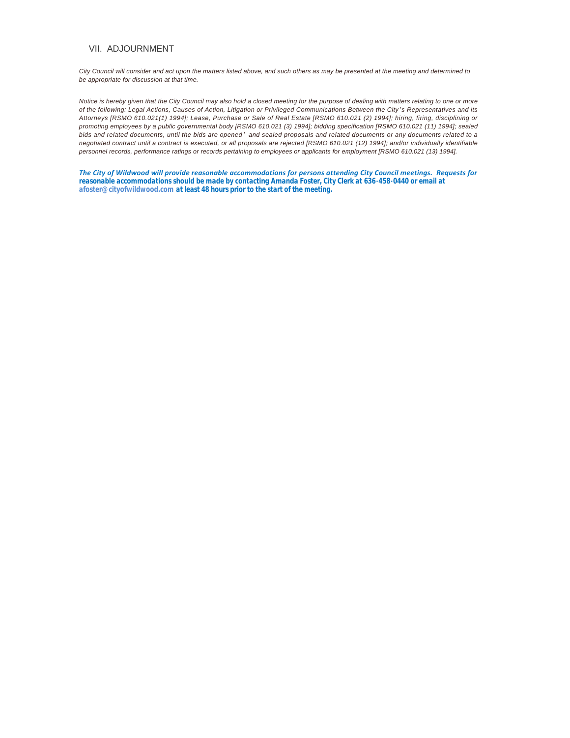## VII. ADJOURNMENT

*City Council will consider and act upon the matters listed above, and such others as may be presented at the meeting and determined to be appropriate for discussion at that time.*

*Notice is hereby given that the City Council may also hold a closed meeting for the purpose of dealing with matters relating to one or more of the following: Legal Actions, Causes of Action, Litigation or Privileged Communications Between the City's Representatives and its Attorneys [RSMO 610.021(1) 1994]; Lease, Purchase or Sale of Real Estate [RSMO 610.021 (2) 1994]; hiring, firing, disciplining or promoting employees by a public governmental body [RSMO 610.021 (3) 1994]; bidding specification [RSMO 610.021 (11) 1994]; sealed bids and related documents, until the bids are opened' and sealed proposals and related documents or any documents related to a negotiated contract until a contract is executed, or all proposals are rejected [RSMO 610.021 (12) 1994]; and/or individually identifiable personnel records, performance ratings or records pertaining to employees or applicants for employment [RSMO 610.021 (13) 1994].*

***The City of Wildwood will provide reasonable accommodations for persons attending City Council meetings. Requests for reasonable accommodations should be made by contacting Amanda Foster, City Clerk at 636-458-0440 or email at afoster@cityofwildwood.com at least 48 hours prior to the start of the meeting.***